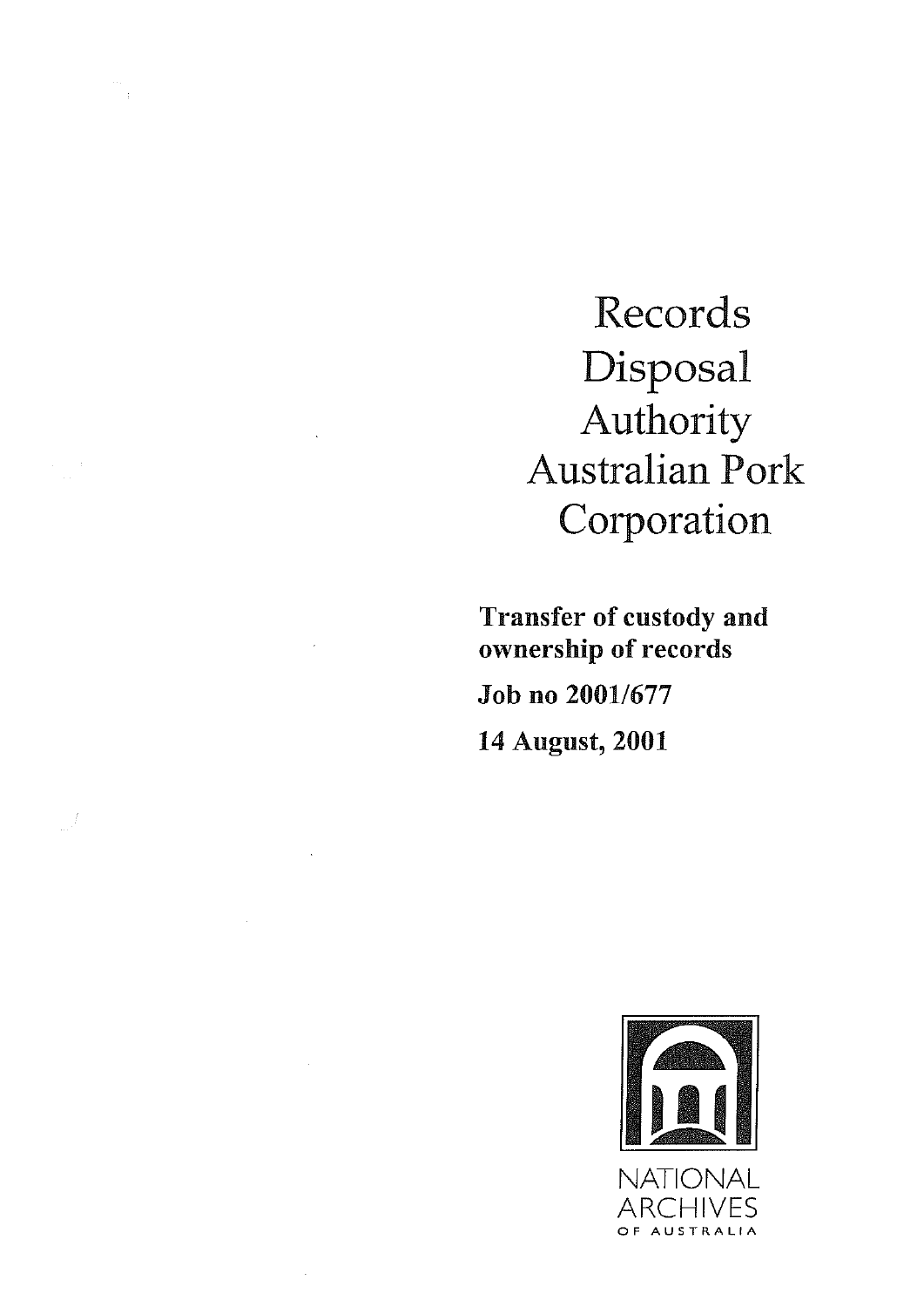# Records Disposal Authority Australian Pork Corporation

**Transfer of custody and ownership of records**

**Job no 2001/677**

**14 August, 2001**

NATIONAL ARCHIVES OF AUSTRALIA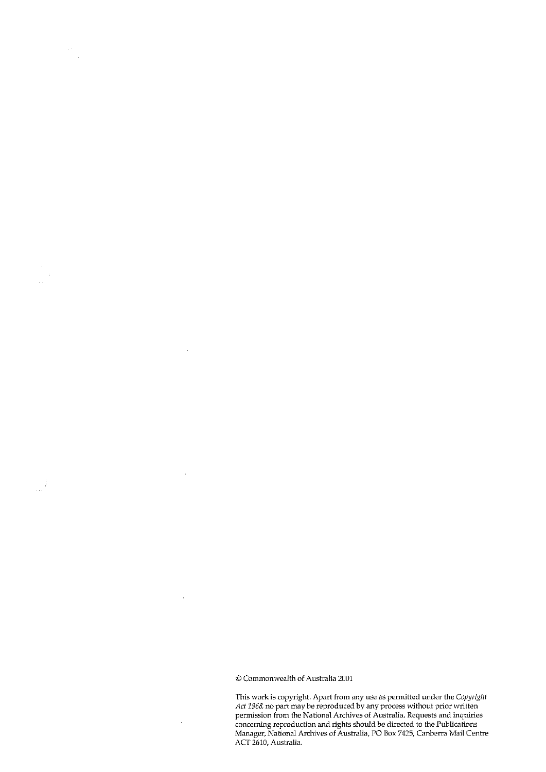© Commonwealth of Australia 2001

This work is copyright. Apart from any use as permitted under the *Copyright Act 1968*, no part may be reproduced by any process without prior written permission from the National Archives of Australia. Requests and inquiries concerning reproduction and rights should be directed to the Publications Manager, National Archives of Australia, PO Box 7425, Canberra Mail Centre ACT 2610, Australia.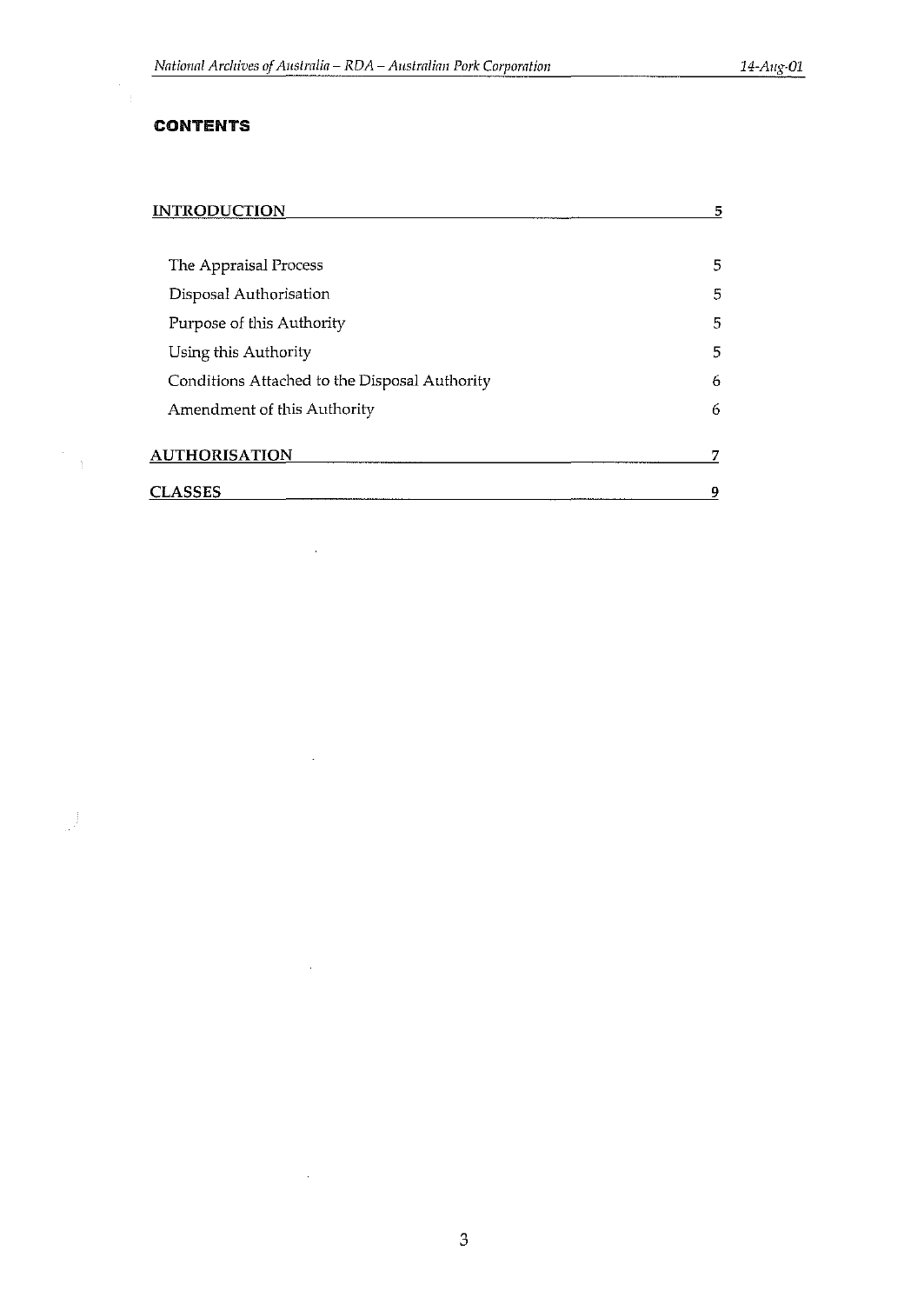## CONTENTS

| | |
|---|---|
| **INTRODUCTION** | **5** |
| The Appraisal Process | 5 |
| Disposal Authorisation | 5 |
| Purpose of this Authority | 5 |
| Using this Authority | 5 |
| Conditions Attached to the Disposal Authority | 6 |
| Amendment of this Authority | 6 |
| **AUTHORISATION** | **7** |
| **CLASSES** | **9** |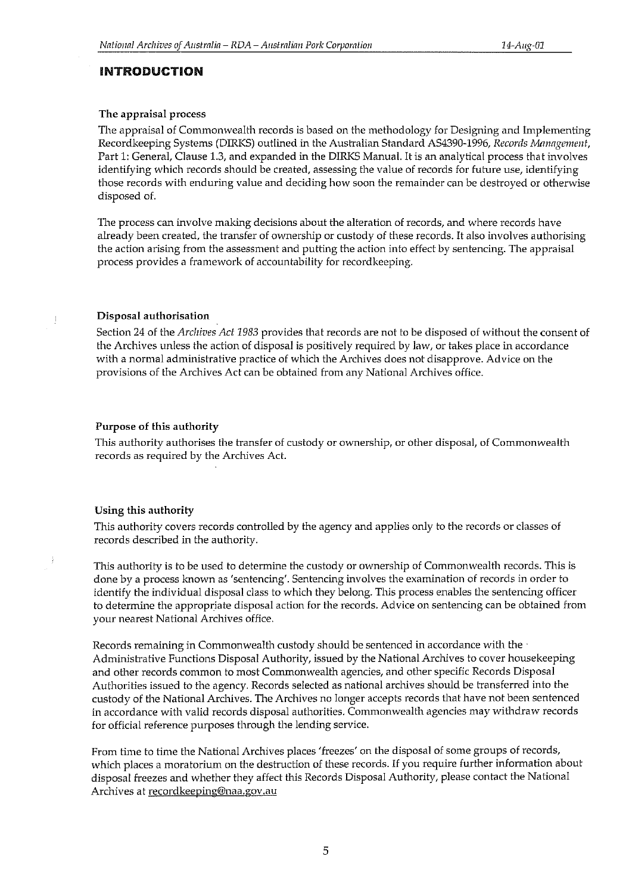# INTRODUCTION

### The appraisal process

The appraisal of Commonwealth records is based on the methodology for Designing and Implementing Recordkeeping Systems (DIRKS) outlined in the Australian Standard AS4390-1996, *Records Management*, Part 1: General, Clause 1.3, and expanded in the DIRKS Manual. It is an analytical process that involves identifying which records should be created, assessing the value of records for future use, identifying those records with enduring value and deciding how soon the remainder can be destroyed or otherwise disposed of.

The process can involve making decisions about the alteration of records, and where records have already been created, the transfer of ownership or custody of these records. It also involves authorising the action arising from the assessment and putting the action into effect by sentencing. The appraisal process provides a framework of accountability for recordkeeping.

### Disposal authorisation

Section 24 of the *Archives Act 1983* provides that records are not to be disposed of without the consent of the Archives unless the action of disposal is positively required by law, or takes place in accordance with a normal administrative practice of which the Archives does not disapprove. Advice on the provisions of the Archives Act can be obtained from any National Archives office.

### Purpose of this authority

This authority authorises the transfer of custody or ownership, or other disposal, of Commonwealth records as required by the Archives Act.

### Using this authority

This authority covers records controlled by the agency and applies only to the records or classes of records described in the authority.

This authority is to be used to determine the custody or ownership of Commonwealth records. This is done by a process known as 'sentencing'. Sentencing involves the examination of records in order to identify the individual disposal class to which they belong. This process enables the sentencing officer to determine the appropriate disposal action for the records. Advice on sentencing can be obtained from your nearest National Archives office.

Records remaining in Commonwealth custody should be sentenced in accordance with the Administrative Functions Disposal Authority, issued by the National Archives to cover housekeeping and other records common to most Commonwealth agencies, and other specific Records Disposal Authorities issued to the agency. Records selected as national archives should be transferred into the custody of the National Archives. The Archives no longer accepts records that have not been sentenced in accordance with valid records disposal authorities. Commonwealth agencies may withdraw records for official reference purposes through the lending service.

From time to time the National Archives places 'freezes' on the disposal of some groups of records, which places a moratorium on the destruction of these records. If you require further information about disposal freezes and whether they affect this Records Disposal Authority, please contact the National Archives at recordkeeping@naa.gov.au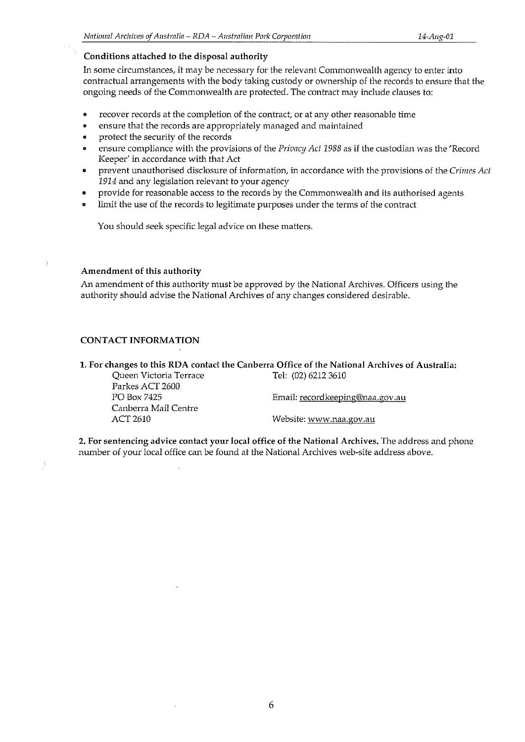### Conditions attached to the disposal authority

In some circumstances, it may be necessary for the relevant Commonwealth agency to enter into contractual arrangements with the body taking custody or ownership of the records to ensure that the ongoing needs of the Commonwealth are protected. The contract may include clauses to:

- recover records at the completion of the contract, or at any other reasonable time
- ensure that the records are appropriately managed and maintained
- protect the security of the records
- ensure compliance with the provisions of the *Privacy Act 1988* as if the custodian was the 'Record Keeper' in accordance with that Act
- prevent unauthorised disclosure of information, in accordance with the provisions of the *Crimes Act 1914* and any legislation relevant to your agency
- provide for reasonable access to the records by the Commonwealth and its authorised agents
- limit the use of the records to legitimate purposes under the terms of the contract

You should seek specific legal advice on these matters.

### Amendment of this authority

An amendment of this authority must be approved by the National Archives. Officers using the authority should advise the National Archives of any changes considered desirable.

## CONTACT INFORMATION

**1. For changes to this RDA contact the Canberra Office of the National Archives of Australia:**

| | |
|---|---|
| Queen Victoria Terrace | Tel: (02) 6212 3610 |
| Parkes ACT 2600 | |
| PO Box 7425 | Email: recordkeeping@naa.gov.au |
| Canberra Mail Centre | |
| ACT 2610 | Website: www.naa.gov.au |

**2. For sentencing advice contact your local office of the National Archives.** The address and phone number of your local office can be found at the National Archives web-site address above.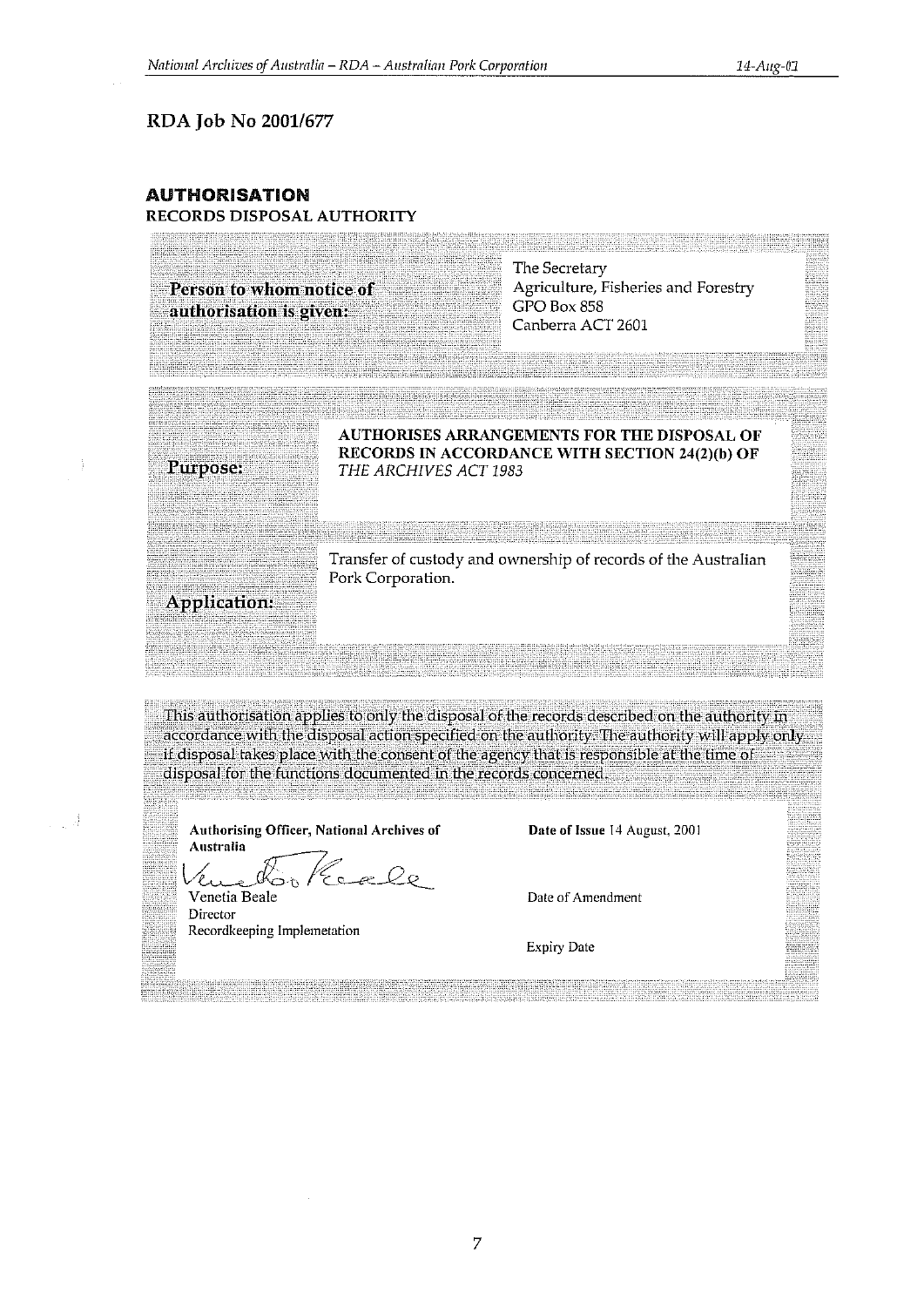**RDA Job No 2001/677**

## AUTHORISATION

**RECORDS DISPOSAL AUTHORITY**

| | |
|---|---|
| **Person to whom notice of authorisation is given:** | The Secretary<br>Agriculture, Fisheries and Forestry<br>GPO Box 858<br>Canberra ACT 2601 |

| | |
|---|---|
| **Purpose:** | **AUTHORISES ARRANGEMENTS FOR THE DISPOSAL OF RECORDS IN ACCORDANCE WITH SECTION 24(2)(b) OF** ***THE ARCHIVES ACT 1983*** |
| **Application:** | Transfer of custody and ownership of records of the Australian Pork Corporation. |

This authorisation applies to only the disposal of the records described on the authority in accordance with the disposal action specified on the authority. The authority will apply only if disposal takes place with the consent of the agency that is responsible at the time of disposal for the functions documented in the records concerned.

| | |
|---|---|
| **Authorising Officer, National Archives of Australia**<br><br>Venetia Beale<br>Director<br>Recordkeeping Implemetation | **Date of Issue** 14 August, 2001<br><br>Date of Amendment<br><br>Expiry Date |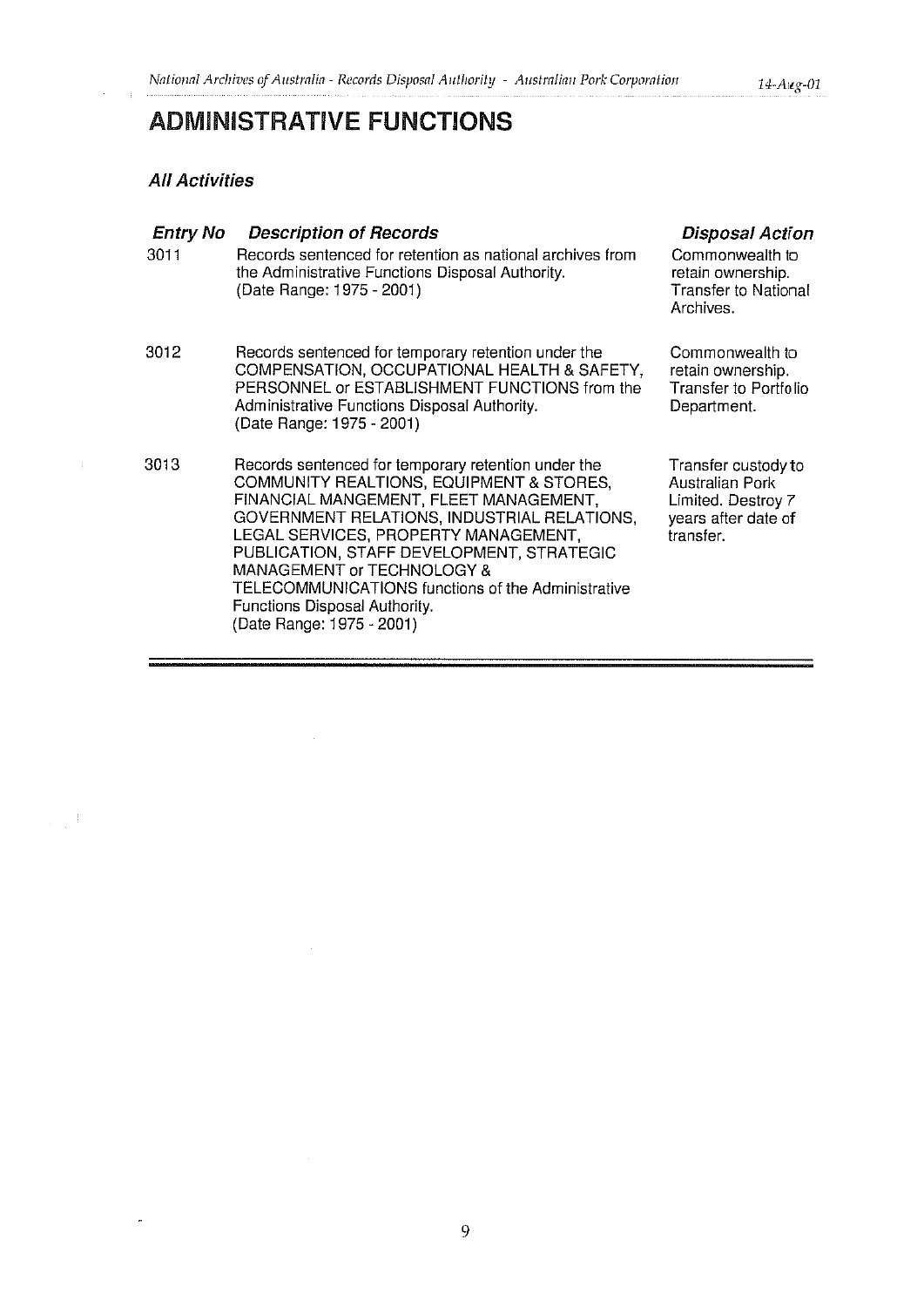# ADMINISTRATIVE FUNCTIONS

### *All Activities*

| *Entry No* | *Description of Records* | *Disposal Action* |
|---|---|---|
| 3011 | Records sentenced for retention as national archives from the Administrative Functions Disposal Authority. (Date Range: 1975 - 2001) | Commonwealth to retain ownership. Transfer to National Archives. |
| 3012 | Records sentenced for temporary retention under the COMPENSATION, OCCUPATIONAL HEALTH & SAFETY, PERSONNEL or ESTABLISHMENT FUNCTIONS from the Administrative Functions Disposal Authority. (Date Range: 1975 - 2001) | Commonwealth to retain ownership. Transfer to Portfolio Department. |
| 3013 | Records sentenced for temporary retention under the COMMUNITY REALTIONS, EQUIPMENT & STORES, FINANCIAL MANGEMENT, FLEET MANAGEMENT, GOVERNMENT RELATIONS, INDUSTRIAL RELATIONS, LEGAL SERVICES, PROPERTY MANAGEMENT, PUBLICATION, STAFF DEVELOPMENT, STRATEGIC MANAGEMENT or TECHNOLOGY & TELECOMMUNICATIONS functions of the Administrative Functions Disposal Authority. (Date Range: 1975 - 2001) | Transfer custody to Australian Pork Limited. Destroy 7 years after date of transfer. |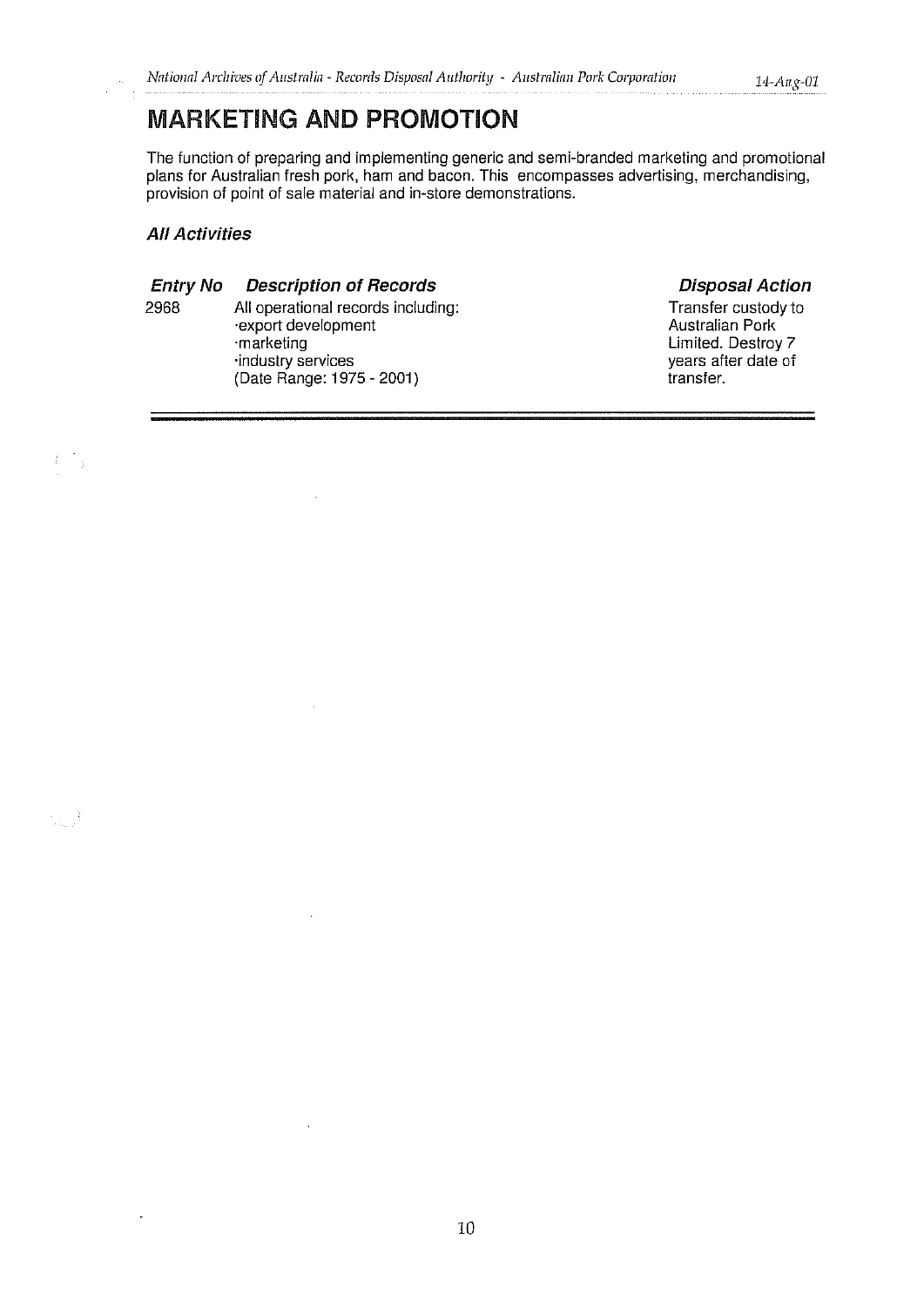# MARKETING AND PROMOTION

The function of preparing and implementing generic and semi-branded marketing and promotional plans for Australian fresh pork, ham and bacon. This encompasses advertising, merchandising, provision of point of sale material and in-store demonstrations.

### *All Activities*

| ***Entry No*** | ***Description of Records*** | ***Disposal Action*** |
|---|---|---|
| 2968 | All operational records including:<br>·export development<br>·marketing<br>·industry services<br>(Date Range: 1975 - 2001) | Transfer custody to Australian Pork Limited. Destroy 7 years after date of transfer. |